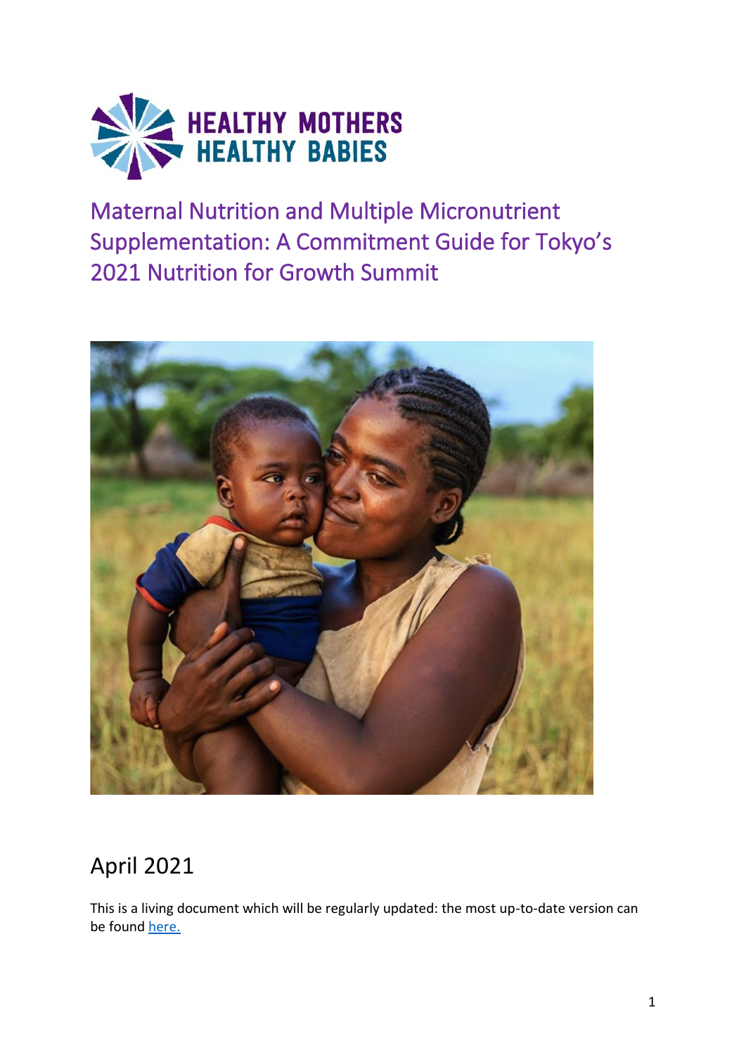HEALTHY MOTHERS HEALTHY BABIES

# Maternal Nutrition and Multiple Micronutrient Supplementation: A Commitment Guide for Tokyo's 2021 Nutrition for Growth Summit

## April 2021

This is a living document which will be regularly updated: the most up-to-date version can be found [here.]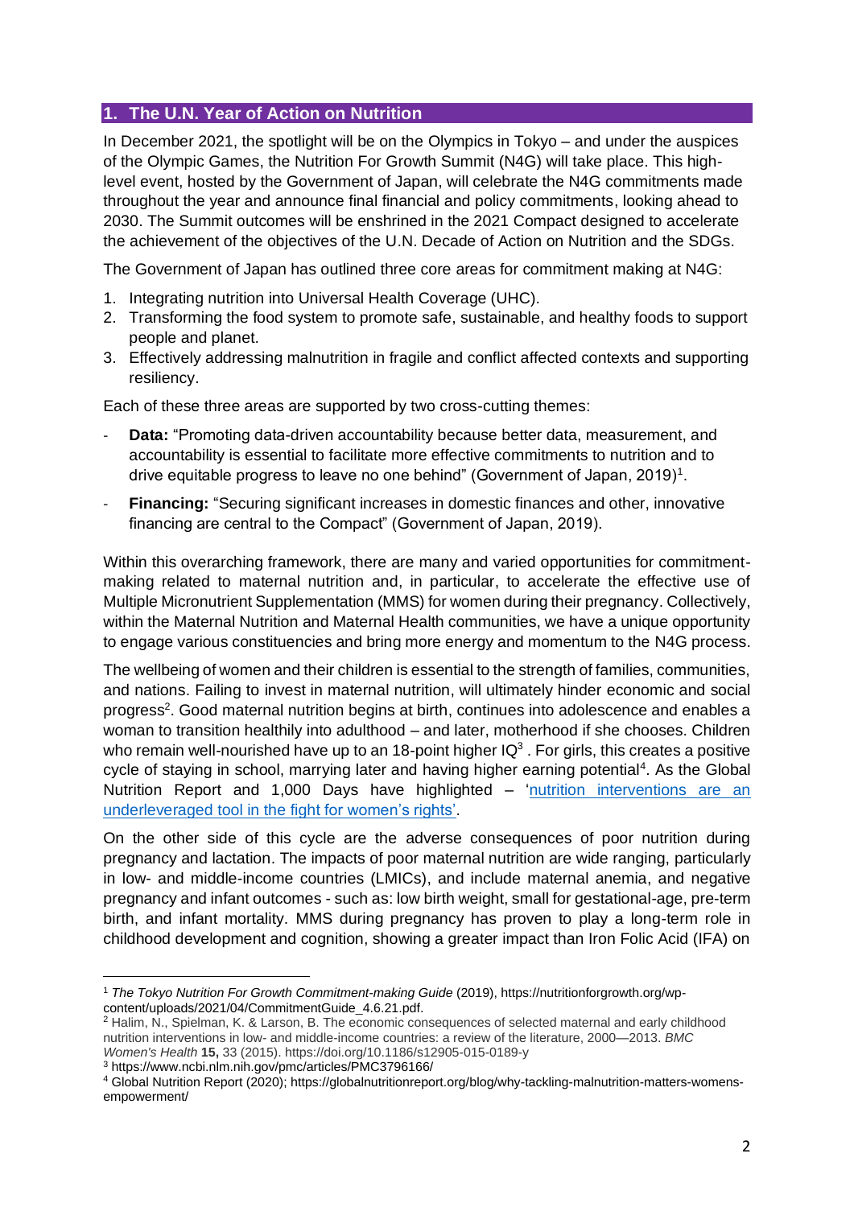## 1. The U.N. Year of Action on Nutrition

In December 2021, the spotlight will be on the Olympics in Tokyo – and under the auspices of the Olympic Games, the Nutrition For Growth Summit (N4G) will take place. This high-level event, hosted by the Government of Japan, will celebrate the N4G commitments made throughout the year and announce final financial and policy commitments, looking ahead to 2030. The Summit outcomes will be enshrined in the 2021 Compact designed to accelerate the achievement of the objectives of the U.N. Decade of Action on Nutrition and the SDGs.

The Government of Japan has outlined three core areas for commitment making at N4G:

1. Integrating nutrition into Universal Health Coverage (UHC).
2. Transforming the food system to promote safe, sustainable, and healthy foods to support people and planet.
3. Effectively addressing malnutrition in fragile and conflict affected contexts and supporting resiliency.

Each of these three areas are supported by two cross-cutting themes:

- **Data:** "Promoting data-driven accountability because better data, measurement, and accountability is essential to facilitate more effective commitments to nutrition and to drive equitable progress to leave no one behind" (Government of Japan, 2019)[1].
- **Financing:** "Securing significant increases in domestic finances and other, innovative financing are central to the Compact" (Government of Japan, 2019).

Within this overarching framework, there are many and varied opportunities for commitment-making related to maternal nutrition and, in particular, to accelerate the effective use of Multiple Micronutrient Supplementation (MMS) for women during their pregnancy. Collectively, within the Maternal Nutrition and Maternal Health communities, we have a unique opportunity to engage various constituencies and bring more energy and momentum to the N4G process.

The wellbeing of women and their children is essential to the strength of families, communities, and nations. Failing to invest in maternal nutrition, will ultimately hinder economic and social progress[2]. Good maternal nutrition begins at birth, continues into adolescence and enables a woman to transition healthily into adulthood – and later, motherhood if she chooses. Children who remain well-nourished have up to an 18-point higher IQ[3] . For girls, this creates a positive cycle of staying in school, marrying later and having higher earning potential[4]. As the Global Nutrition Report and 1,000 Days have highlighted – '[nutrition interventions are an underleveraged tool in the fight for women's rights](https://globalnutritionreport.org/blog/why-tackling-malnutrition-matters-womens-empowerment/)'.

On the other side of this cycle are the adverse consequences of poor nutrition during pregnancy and lactation. The impacts of poor maternal nutrition are wide ranging, particularly in low- and middle-income countries (LMICs), and include maternal anemia, and negative pregnancy and infant outcomes - such as: low birth weight, small for gestational-age, pre-term birth, and infant mortality. MMS during pregnancy has proven to play a long-term role in childhood development and cognition, showing a greater impact than Iron Folic Acid (IFA) on

---

[1] *The Tokyo Nutrition For Growth Commitment-making Guide* (2019), https://nutritionforgrowth.org/wp-content/uploads/2021/04/CommitmentGuide_4.6.21.pdf.

[2] Halim, N., Spielman, K. & Larson, B. The economic consequences of selected maternal and early childhood nutrition interventions in low- and middle-income countries: a review of the literature, 2000—2013. *BMC Women's Health* **15,** 33 (2015). https://doi.org/10.1186/s12905-015-0189-y

[3] https://www.ncbi.nlm.nih.gov/pmc/articles/PMC3796166/

[4] Global Nutrition Report (2020); https://globalnutritionreport.org/blog/why-tackling-malnutrition-matters-womens-empowerment/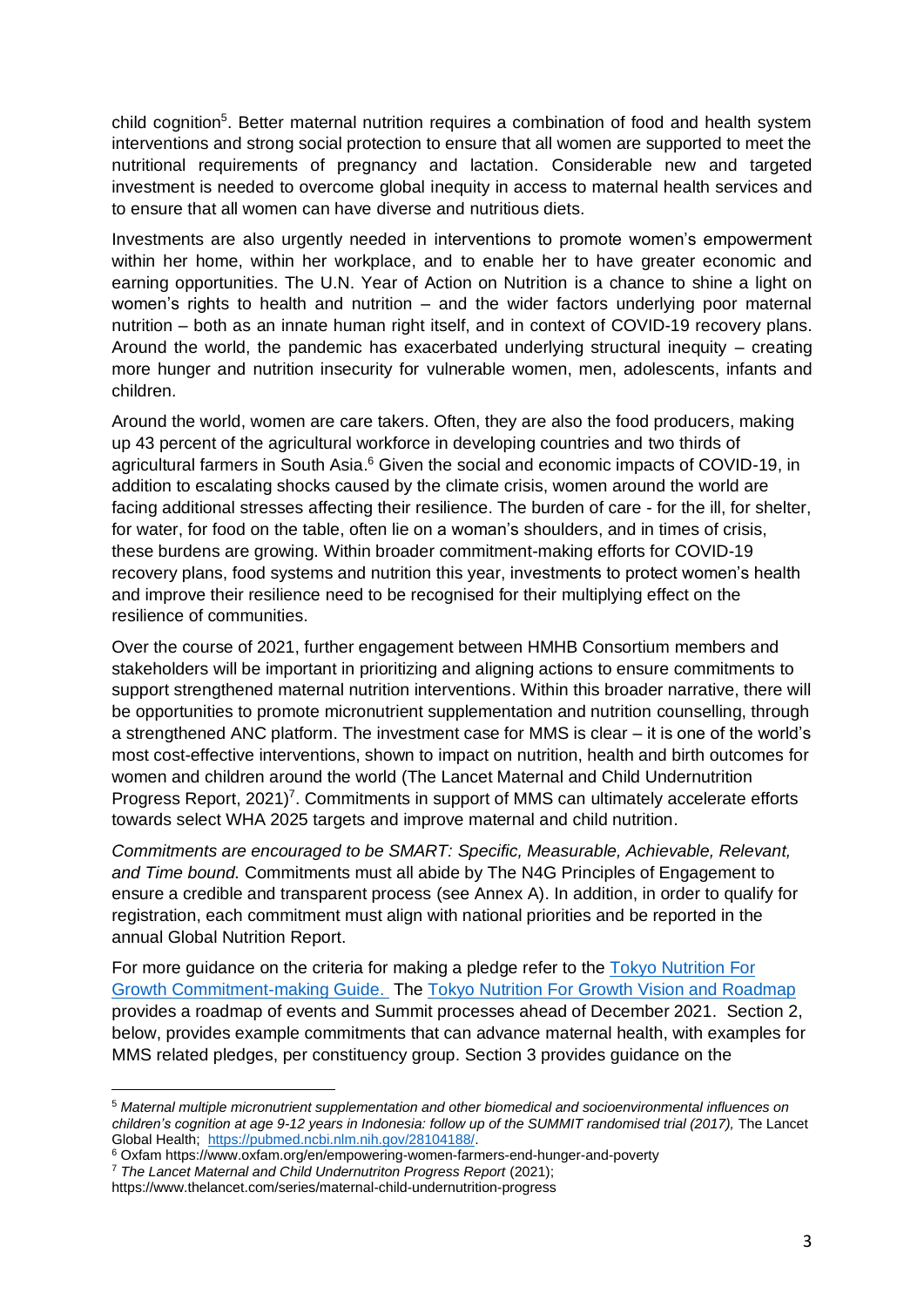child cognition[5]. Better maternal nutrition requires a combination of food and health system interventions and strong social protection to ensure that all women are supported to meet the nutritional requirements of pregnancy and lactation. Considerable new and targeted investment is needed to overcome global inequity in access to maternal health services and to ensure that all women can have diverse and nutritious diets.

Investments are also urgently needed in interventions to promote women's empowerment within her home, within her workplace, and to enable her to have greater economic and earning opportunities. The U.N. Year of Action on Nutrition is a chance to shine a light on women's rights to health and nutrition – and the wider factors underlying poor maternal nutrition – both as an innate human right itself, and in context of COVID-19 recovery plans. Around the world, the pandemic has exacerbated underlying structural inequity – creating more hunger and nutrition insecurity for vulnerable women, men, adolescents, infants and children.

Around the world, women are care takers. Often, they are also the food producers, making up 43 percent of the agricultural workforce in developing countries and two thirds of agricultural farmers in South Asia.[6] Given the social and economic impacts of COVID-19, in addition to escalating shocks caused by the climate crisis, women around the world are facing additional stresses affecting their resilience. The burden of care - for the ill, for shelter, for water, for food on the table, often lie on a woman's shoulders, and in times of crisis, these burdens are growing. Within broader commitment-making efforts for COVID-19 recovery plans, food systems and nutrition this year, investments to protect women's health and improve their resilience need to be recognised for their multiplying effect on the resilience of communities.

Over the course of 2021, further engagement between HMHB Consortium members and stakeholders will be important in prioritizing and aligning actions to ensure commitments to support strengthened maternal nutrition interventions. Within this broader narrative, there will be opportunities to promote micronutrient supplementation and nutrition counselling, through a strengthened ANC platform. The investment case for MMS is clear – it is one of the world's most cost-effective interventions, shown to impact on nutrition, health and birth outcomes for women and children around the world (The Lancet Maternal and Child Undernutrition Progress Report, 2021)[7]. Commitments in support of MMS can ultimately accelerate efforts towards select WHA 2025 targets and improve maternal and child nutrition.

*Commitments are encouraged to be SMART: Specific, Measurable, Achievable, Relevant, and Time bound.* Commitments must all abide by The N4G Principles of Engagement to ensure a credible and transparent process (see Annex A). In addition, in order to qualify for registration, each commitment must align with national priorities and be reported in the annual Global Nutrition Report.

For more guidance on the criteria for making a pledge refer to the [Tokyo Nutrition For Growth Commitment-making Guide.](#) The [Tokyo Nutrition For Growth Vision and Roadmap](#) provides a roadmap of events and Summit processes ahead of December 2021. Section 2, below, provides example commitments that can advance maternal health, with examples for MMS related pledges, per constituency group. Section 3 provides guidance on the

---

[5] *Maternal multiple micronutrient supplementation and other biomedical and socioenvironmental influences on children's cognition at age 9-12 years in Indonesia: follow up of the SUMMIT randomised trial (2017),* The Lancet Global Health; https://pubmed.ncbi.nlm.nih.gov/28104188/.

[6] Oxfam https://www.oxfam.org/en/empowering-women-farmers-end-hunger-and-poverty

[7] *The Lancet Maternal and Child Undernutriton Progress Report* (2021); https://www.thelancet.com/series/maternal-child-undernutrition-progress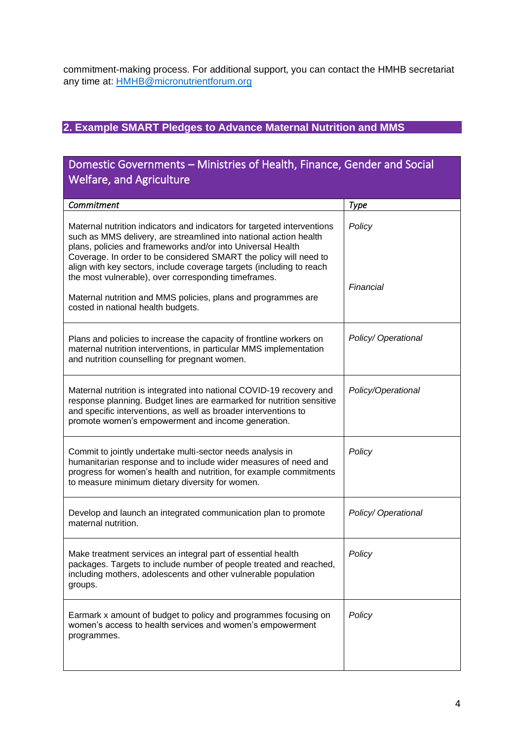commitment-making process. For additional support, you can contact the HMHB secretariat any time at: [HMHB@micronutrientforum.org](mailto:HMHB@micronutrientforum.org)

## 2. Example SMART Pledges to Advance Maternal Nutrition and MMS

| Domestic Governments – Ministries of Health, Finance, Gender and Social Welfare, and Agriculture | |
|---|---|
| *Commitment* | *Type* |
| Maternal nutrition indicators and indicators for targeted interventions such as MMS delivery, are streamlined into national action health plans, policies and frameworks and/or into Universal Health Coverage. In order to be considered SMART the policy will need to align with key sectors, include coverage targets (including to reach the most vulnerable), over corresponding timeframes. | *Policy* |
| Maternal nutrition and MMS policies, plans and programmes are costed in national health budgets. | *Financial* |
| Plans and policies to increase the capacity of frontline workers on maternal nutrition interventions, in particular MMS implementation and nutrition counselling for pregnant women. | *Policy/ Operational* |
| Maternal nutrition is integrated into national COVID-19 recovery and response planning. Budget lines are earmarked for nutrition sensitive and specific interventions, as well as broader interventions to promote women's empowerment and income generation. | *Policy/Operational* |
| Commit to jointly undertake multi-sector needs analysis in humanitarian response and to include wider measures of need and progress for women's health and nutrition, for example commitments to measure minimum dietary diversity for women. | *Policy* |
| Develop and launch an integrated communication plan to promote maternal nutrition. | *Policy/ Operational* |
| Make treatment services an integral part of essential health packages. Targets to include number of people treated and reached, including mothers, adolescents and other vulnerable population groups. | *Policy* |
| Earmark x amount of budget to policy and programmes focusing on women's access to health services and women's empowerment programmes. | *Policy* |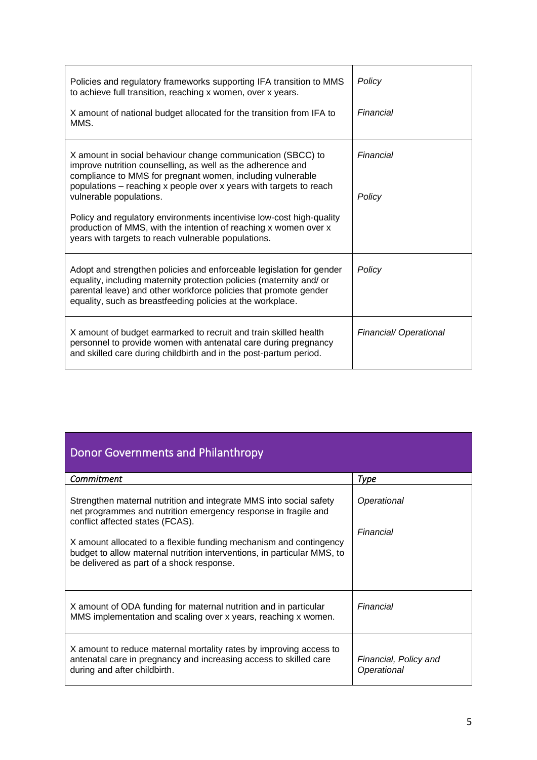| | |
|---|---|
| Policies and regulatory frameworks supporting IFA transition to MMS to achieve full transition, reaching x women, over x years.<br><br>X amount of national budget allocated for the transition from IFA to MMS. | *Policy*<br><br>*Financial* |
| X amount in social behaviour change communication (SBCC) to improve nutrition counselling, as well as the adherence and compliance to MMS for pregnant women, including vulnerable populations – reaching x people over x years with targets to reach vulnerable populations.<br><br>Policy and regulatory environments incentivise low-cost high-quality production of MMS, with the intention of reaching x women over x years with targets to reach vulnerable populations. | *Financial*<br><br>*Policy* |
| Adopt and strengthen policies and enforceable legislation for gender equality, including maternity protection policies (maternity and/ or parental leave) and other workforce policies that promote gender equality, such as breastfeeding policies at the workplace. | *Policy* |
| X amount of budget earmarked to recruit and train skilled health personnel to provide women with antenatal care during pregnancy and skilled care during childbirth and in the post-partum period. | *Financial/ Operational* |

## Donor Governments and Philanthropy

| *Commitment* | *Type* |
|---|---|
| Strengthen maternal nutrition and integrate MMS into social safety net programmes and nutrition emergency response in fragile and conflict affected states (FCAS).<br><br>X amount allocated to a flexible funding mechanism and contingency budget to allow maternal nutrition interventions, in particular MMS, to be delivered as part of a shock response. | *Operational*<br><br>*Financial* |
| X amount of ODA funding for maternal nutrition and in particular MMS implementation and scaling over x years, reaching x women. | *Financial* |
| X amount to reduce maternal mortality rates by improving access to antenatal care in pregnancy and increasing access to skilled care during and after childbirth. | *Financial, Policy and Operational* |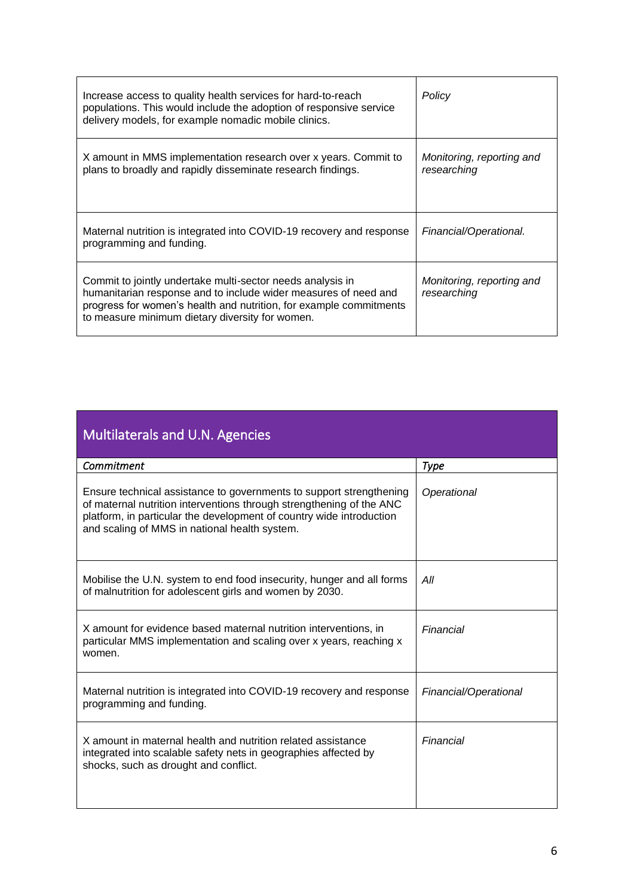| | |
|---|---|
| Increase access to quality health services for hard-to-reach populations. This would include the adoption of responsive service delivery models, for example nomadic mobile clinics. | *Policy* |
| X amount in MMS implementation research over x years. Commit to plans to broadly and rapidly disseminate research findings. | *Monitoring, reporting and researching* |
| Maternal nutrition is integrated into COVID-19 recovery and response programming and funding. | *Financial/Operational.* |
| Commit to jointly undertake multi-sector needs analysis in humanitarian response and to include wider measures of need and progress for women's health and nutrition, for example commitments to measure minimum dietary diversity for women. | *Monitoring, reporting and researching* |

## Multilaterals and U.N. Agencies

| *Commitment* | *Type* |
|---|---|
| Ensure technical assistance to governments to support strengthening of maternal nutrition interventions through strengthening of the ANC platform, in particular the development of country wide introduction and scaling of MMS in national health system. | *Operational* |
| Mobilise the U.N. system to end food insecurity, hunger and all forms of malnutrition for adolescent girls and women by 2030. | *All* |
| X amount for evidence based maternal nutrition interventions, in particular MMS implementation and scaling over x years, reaching x women. | *Financial* |
| Maternal nutrition is integrated into COVID-19 recovery and response programming and funding. | *Financial/Operational* |
| X amount in maternal health and nutrition related assistance integrated into scalable safety nets in geographies affected by shocks, such as drought and conflict. | *Financial* |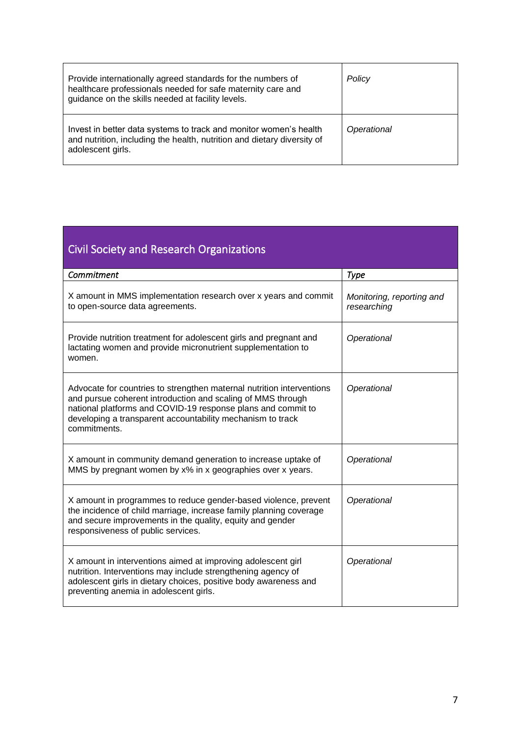| | |
|---|---|
| Provide internationally agreed standards for the numbers of healthcare professionals needed for safe maternity care and guidance on the skills needed at facility levels. | *Policy* |
| Invest in better data systems to track and monitor women's health and nutrition, including the health, nutrition and dietary diversity of adolescent girls. | *Operational* |

## Civil Society and Research Organizations

| *Commitment* | *Type* |
|---|---|
| X amount in MMS implementation research over x years and commit to open-source data agreements. | *Monitoring, reporting and researching* |
| Provide nutrition treatment for adolescent girls and pregnant and lactating women and provide micronutrient supplementation to women. | *Operational* |
| Advocate for countries to strengthen maternal nutrition interventions and pursue coherent introduction and scaling of MMS through national platforms and COVID-19 response plans and commit to developing a transparent accountability mechanism to track commitments. | *Operational* |
| X amount in community demand generation to increase uptake of MMS by pregnant women by x% in x geographies over x years. | *Operational* |
| X amount in programmes to reduce gender-based violence, prevent the incidence of child marriage, increase family planning coverage and secure improvements in the quality, equity and gender responsiveness of public services. | *Operational* |
| X amount in interventions aimed at improving adolescent girl nutrition. Interventions may include strengthening agency of adolescent girls in dietary choices, positive body awareness and preventing anemia in adolescent girls. | *Operational* |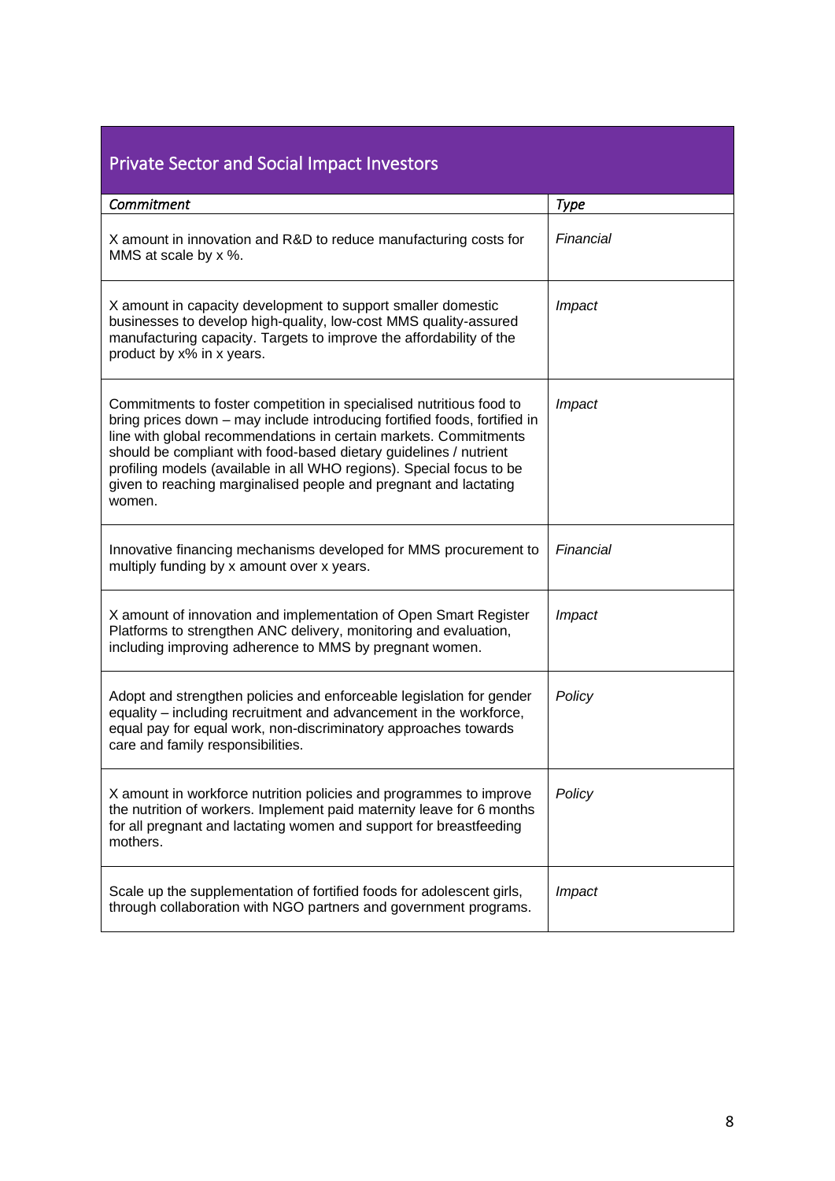## Private Sector and Social Impact Investors

| *Commitment* | *Type* |
|---|---|
| X amount in innovation and R&D to reduce manufacturing costs for MMS at scale by x %. | *Financial* |
| X amount in capacity development to support smaller domestic businesses to develop high-quality, low-cost MMS quality-assured manufacturing capacity. Targets to improve the affordability of the product by x% in x years. | *Impact* |
| Commitments to foster competition in specialised nutritious food to bring prices down – may include introducing fortified foods, fortified in line with global recommendations in certain markets. Commitments should be compliant with food-based dietary guidelines / nutrient profiling models (available in all WHO regions). Special focus to be given to reaching marginalised people and pregnant and lactating women. | *Impact* |
| Innovative financing mechanisms developed for MMS procurement to multiply funding by x amount over x years. | *Financial* |
| X amount of innovation and implementation of Open Smart Register Platforms to strengthen ANC delivery, monitoring and evaluation, including improving adherence to MMS by pregnant women. | *Impact* |
| Adopt and strengthen policies and enforceable legislation for gender equality – including recruitment and advancement in the workforce, equal pay for equal work, non-discriminatory approaches towards care and family responsibilities. | *Policy* |
| X amount in workforce nutrition policies and programmes to improve the nutrition of workers. Implement paid maternity leave for 6 months for all pregnant and lactating women and support for breastfeeding mothers. | *Policy* |
| Scale up the supplementation of fortified foods for adolescent girls, through collaboration with NGO partners and government programs. | *Impact* |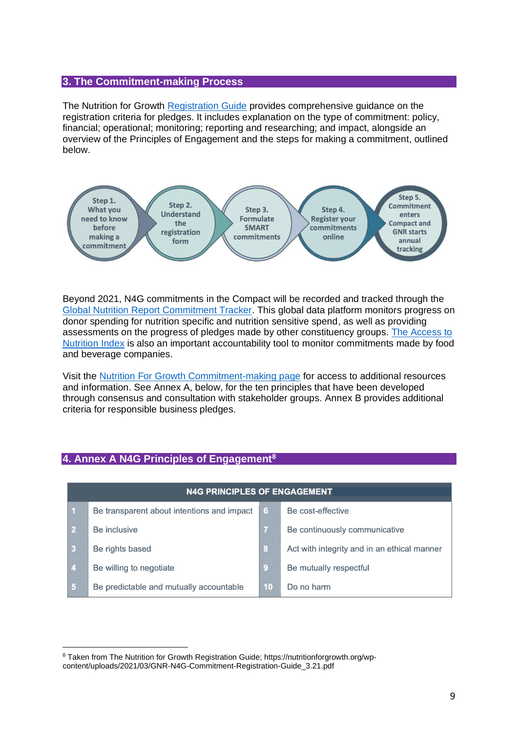## 3. The Commitment-making Process

The Nutrition for Growth Registration Guide provides comprehensive guidance on the registration criteria for pledges. It includes explanation on the type of commitment: policy, financial; operational; monitoring; reporting and researching; and impact, alongside an overview of the Principles of Engagement and the steps for making a commitment, outlined below.

Step 1. What you need to know before making a commitment → Step 2. Understand the registration form → Step 3. Formulate SMART commitments → Step 4. Register your commitments online → Step 5. Commitment enters Compact and GNR starts annual tracking

Beyond 2021, N4G commitments in the Compact will be recorded and tracked through the Global Nutrition Report Commitment Tracker. This global data platform monitors progress on donor spending for nutrition specific and nutrition sensitive spend, as well as providing assessments on the progress of pledges made by other constituency groups. The Access to Nutrition Index is also an important accountability tool to monitor commitments made by food and beverage companies.

Visit the Nutrition For Growth Commitment-making page for access to additional resources and information. See Annex A, below, for the ten principles that have been developed through consensus and consultation with stakeholder groups. Annex B provides additional criteria for responsible business pledges.

## 4. Annex A N4G Principles of Engagement[8]

| N4G PRINCIPLES OF ENGAGEMENT | | | |
|---|---|---|---|
| 1 | Be transparent about intentions and impact | 6 | Be cost-effective |
| 2 | Be inclusive | 7 | Be continuously communicative |
| 3 | Be rights based | 8 | Act with integrity and in an ethical manner |
| 4 | Be willing to negotiate | 9 | Be mutually respectful |
| 5 | Be predictable and mutually accountable | 10 | Do no harm |

[8] Taken from The Nutrition for Growth Registration Guide; https://nutritionforgrowth.org/wp-content/uploads/2021/03/GNR-N4G-Commitment-Registration-Guide_3.21.pdf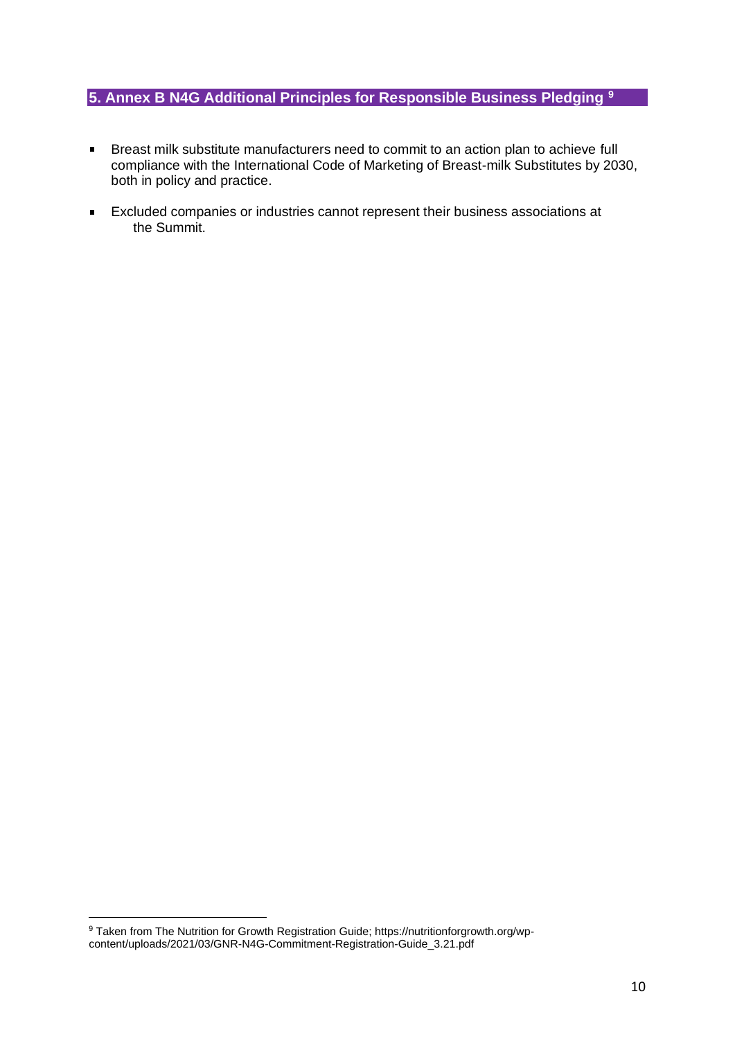## 5. Annex B N4G Additional Principles for Responsible Business Pledging [9]

- Breast milk substitute manufacturers need to commit to an action plan to achieve full compliance with the International Code of Marketing of Breast-milk Substitutes by 2030, both in policy and practice.
- Excluded companies or industries cannot represent their business associations at the Summit.

[9] Taken from The Nutrition for Growth Registration Guide; https://nutritionforgrowth.org/wp-content/uploads/2021/03/GNR-N4G-Commitment-Registration-Guide_3.21.pdf